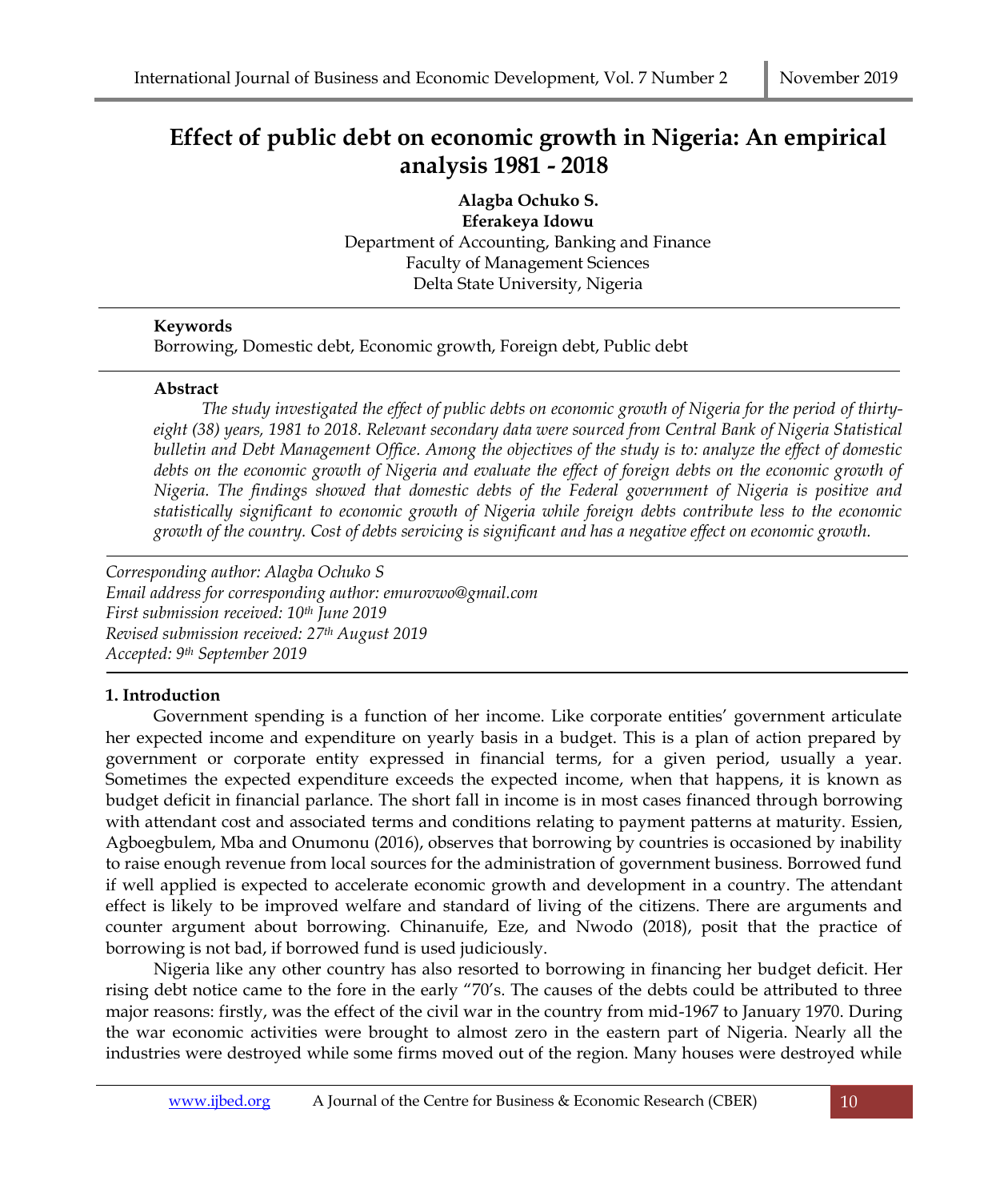# Effect of public debt on economic growth in Nigeria: An empirical analysis 1981 - 2018

**Alagba Ochuko S.**
**Eferakeya Idowu**
Department of Accounting, Banking and Finance
Faculty of Management Sciences
Delta State University, Nigeria

**Keywords**
Borrowing, Domestic debt, Economic growth, Foreign debt, Public debt

**Abstract**

*The study investigated the effect of public debts on economic growth of Nigeria for the period of thirty-eight (38) years, 1981 to 2018. Relevant secondary data were sourced from Central Bank of Nigeria Statistical bulletin and Debt Management Office. Among the objectives of the study is to: analyze the effect of domestic debts on the economic growth of Nigeria and evaluate the effect of foreign debts on the economic growth of Nigeria. The findings showed that domestic debts of the Federal government of Nigeria is positive and statistically significant to economic growth of Nigeria while foreign debts contribute less to the economic growth of the country. Cost of debts servicing is significant and has a negative effect on economic growth.*

*Corresponding author: Alagba Ochuko S*
*Email address for corresponding author: emurovwo@gmail.com*
*First submission received: 10th June 2019*
*Revised submission received: 27th August 2019*
*Accepted: 9th September 2019*

## 1. Introduction

Government spending is a function of her income. Like corporate entities' government articulate her expected income and expenditure on yearly basis in a budget. This is a plan of action prepared by government or corporate entity expressed in financial terms, for a given period, usually a year. Sometimes the expected expenditure exceeds the expected income, when that happens, it is known as budget deficit in financial parlance. The short fall in income is in most cases financed through borrowing with attendant cost and associated terms and conditions relating to payment patterns at maturity. Essien, Agboegbulem, Mba and Onumonu (2016), observes that borrowing by countries is occasioned by inability to raise enough revenue from local sources for the administration of government business. Borrowed fund if well applied is expected to accelerate economic growth and development in a country. The attendant effect is likely to be improved welfare and standard of living of the citizens. There are arguments and counter argument about borrowing. Chinanuife, Eze, and Nwodo (2018), posit that the practice of borrowing is not bad, if borrowed fund is used judiciously.

Nigeria like any other country has also resorted to borrowing in financing her budget deficit. Her rising debt notice came to the fore in the early "70's. The causes of the debts could be attributed to three major reasons: firstly, was the effect of the civil war in the country from mid-1967 to January 1970. During the war economic activities were brought to almost zero in the eastern part of Nigeria. Nearly all the industries were destroyed while some firms moved out of the region. Many houses were destroyed while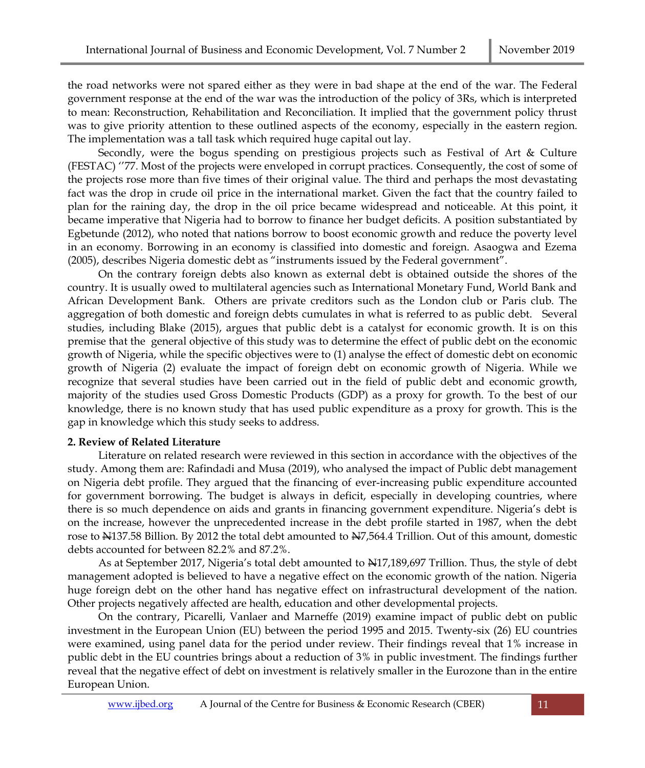the road networks were not spared either as they were in bad shape at the end of the war. The Federal government response at the end of the war was the introduction of the policy of 3Rs, which is interpreted to mean: Reconstruction, Rehabilitation and Reconciliation. It implied that the government policy thrust was to give priority attention to these outlined aspects of the economy, especially in the eastern region. The implementation was a tall task which required huge capital out lay.

Secondly, were the bogus spending on prestigious projects such as Festival of Art & Culture (FESTAC) ''77. Most of the projects were enveloped in corrupt practices. Consequently, the cost of some of the projects rose more than five times of their original value. The third and perhaps the most devastating fact was the drop in crude oil price in the international market. Given the fact that the country failed to plan for the raining day, the drop in the oil price became widespread and noticeable. At this point, it became imperative that Nigeria had to borrow to finance her budget deficits. A position substantiated by Egbetunde (2012), who noted that nations borrow to boost economic growth and reduce the poverty level in an economy. Borrowing in an economy is classified into domestic and foreign. Asaogwa and Ezema (2005), describes Nigeria domestic debt as "instruments issued by the Federal government".

On the contrary foreign debts also known as external debt is obtained outside the shores of the country. It is usually owed to multilateral agencies such as International Monetary Fund, World Bank and African Development Bank. Others are private creditors such as the London club or Paris club. The aggregation of both domestic and foreign debts cumulates in what is referred to as public debt. Several studies, including Blake (2015), argues that public debt is a catalyst for economic growth. It is on this premise that the general objective of this study was to determine the effect of public debt on the economic growth of Nigeria, while the specific objectives were to (1) analyse the effect of domestic debt on economic growth of Nigeria (2) evaluate the impact of foreign debt on economic growth of Nigeria. While we recognize that several studies have been carried out in the field of public debt and economic growth, majority of the studies used Gross Domestic Products (GDP) as a proxy for growth. To the best of our knowledge, there is no known study that has used public expenditure as a proxy for growth. This is the gap in knowledge which this study seeks to address.

**2. Review of Related Literature**

Literature on related research were reviewed in this section in accordance with the objectives of the study. Among them are: Rafindadi and Musa (2019), who analysed the impact of Public debt management on Nigeria debt profile. They argued that the financing of ever-increasing public expenditure accounted for government borrowing. The budget is always in deficit, especially in developing countries, where there is so much dependence on aids and grants in financing government expenditure. Nigeria's debt is on the increase, however the unprecedented increase in the debt profile started in 1987, when the debt rose to ₦137.58 Billion. By 2012 the total debt amounted to ₦7,564.4 Trillion. Out of this amount, domestic debts accounted for between 82.2% and 87.2%.

As at September 2017, Nigeria's total debt amounted to ₦17,189,697 Trillion. Thus, the style of debt management adopted is believed to have a negative effect on the economic growth of the nation. Nigeria huge foreign debt on the other hand has negative effect on infrastructural development of the nation. Other projects negatively affected are health, education and other developmental projects.

On the contrary, Picarelli, Vanlaer and Marneffe (2019) examine impact of public debt on public investment in the European Union (EU) between the period 1995 and 2015. Twenty-six (26) EU countries were examined, using panel data for the period under review. Their findings reveal that 1% increase in public debt in the EU countries brings about a reduction of 3% in public investment. The findings further reveal that the negative effect of debt on investment is relatively smaller in the Eurozone than in the entire European Union.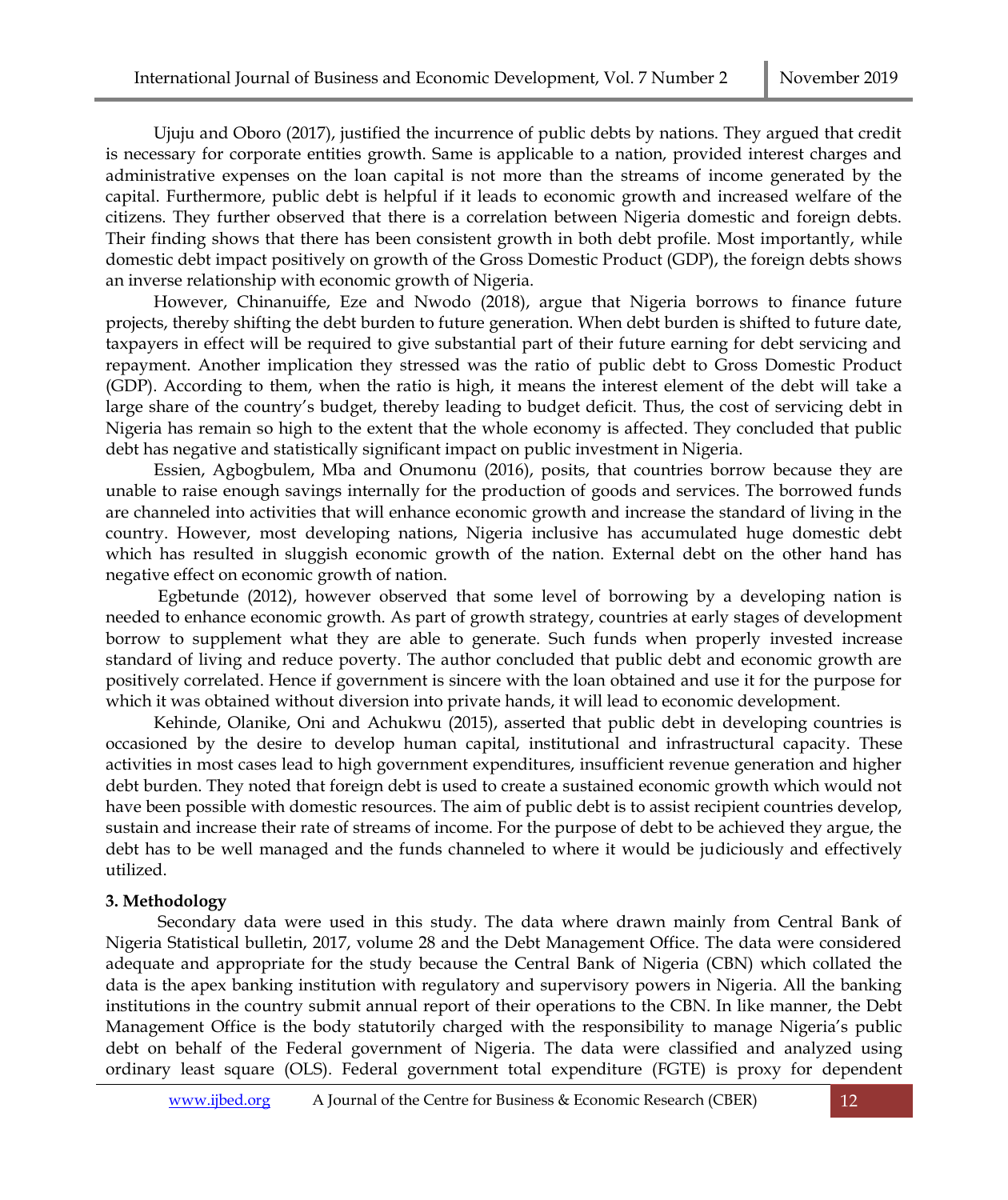Ujuju and Oboro (2017), justified the incurrence of public debts by nations. They argued that credit is necessary for corporate entities growth. Same is applicable to a nation, provided interest charges and administrative expenses on the loan capital is not more than the streams of income generated by the capital. Furthermore, public debt is helpful if it leads to economic growth and increased welfare of the citizens. They further observed that there is a correlation between Nigeria domestic and foreign debts. Their finding shows that there has been consistent growth in both debt profile. Most importantly, while domestic debt impact positively on growth of the Gross Domestic Product (GDP), the foreign debts shows an inverse relationship with economic growth of Nigeria.

However, Chinanuiffe, Eze and Nwodo (2018), argue that Nigeria borrows to finance future projects, thereby shifting the debt burden to future generation. When debt burden is shifted to future date, taxpayers in effect will be required to give substantial part of their future earning for debt servicing and repayment. Another implication they stressed was the ratio of public debt to Gross Domestic Product (GDP). According to them, when the ratio is high, it means the interest element of the debt will take a large share of the country's budget, thereby leading to budget deficit. Thus, the cost of servicing debt in Nigeria has remain so high to the extent that the whole economy is affected. They concluded that public debt has negative and statistically significant impact on public investment in Nigeria.

Essien, Agbogbulem, Mba and Onumonu (2016), posits, that countries borrow because they are unable to raise enough savings internally for the production of goods and services. The borrowed funds are channeled into activities that will enhance economic growth and increase the standard of living in the country. However, most developing nations, Nigeria inclusive has accumulated huge domestic debt which has resulted in sluggish economic growth of the nation. External debt on the other hand has negative effect on economic growth of nation.

Egbetunde (2012), however observed that some level of borrowing by a developing nation is needed to enhance economic growth. As part of growth strategy, countries at early stages of development borrow to supplement what they are able to generate. Such funds when properly invested increase standard of living and reduce poverty. The author concluded that public debt and economic growth are positively correlated. Hence if government is sincere with the loan obtained and use it for the purpose for which it was obtained without diversion into private hands, it will lead to economic development.

Kehinde, Olanike, Oni and Achukwu (2015), asserted that public debt in developing countries is occasioned by the desire to develop human capital, institutional and infrastructural capacity. These activities in most cases lead to high government expenditures, insufficient revenue generation and higher debt burden. They noted that foreign debt is used to create a sustained economic growth which would not have been possible with domestic resources. The aim of public debt is to assist recipient countries develop, sustain and increase their rate of streams of income. For the purpose of debt to be achieved they argue, the debt has to be well managed and the funds channeled to where it would be judiciously and effectively utilized.

## 3. Methodology

Secondary data were used in this study. The data where drawn mainly from Central Bank of Nigeria Statistical bulletin, 2017, volume 28 and the Debt Management Office. The data were considered adequate and appropriate for the study because the Central Bank of Nigeria (CBN) which collated the data is the apex banking institution with regulatory and supervisory powers in Nigeria. All the banking institutions in the country submit annual report of their operations to the CBN. In like manner, the Debt Management Office is the body statutorily charged with the responsibility to manage Nigeria's public debt on behalf of the Federal government of Nigeria. The data were classified and analyzed using ordinary least square (OLS). Federal government total expenditure (FGTE) is proxy for dependent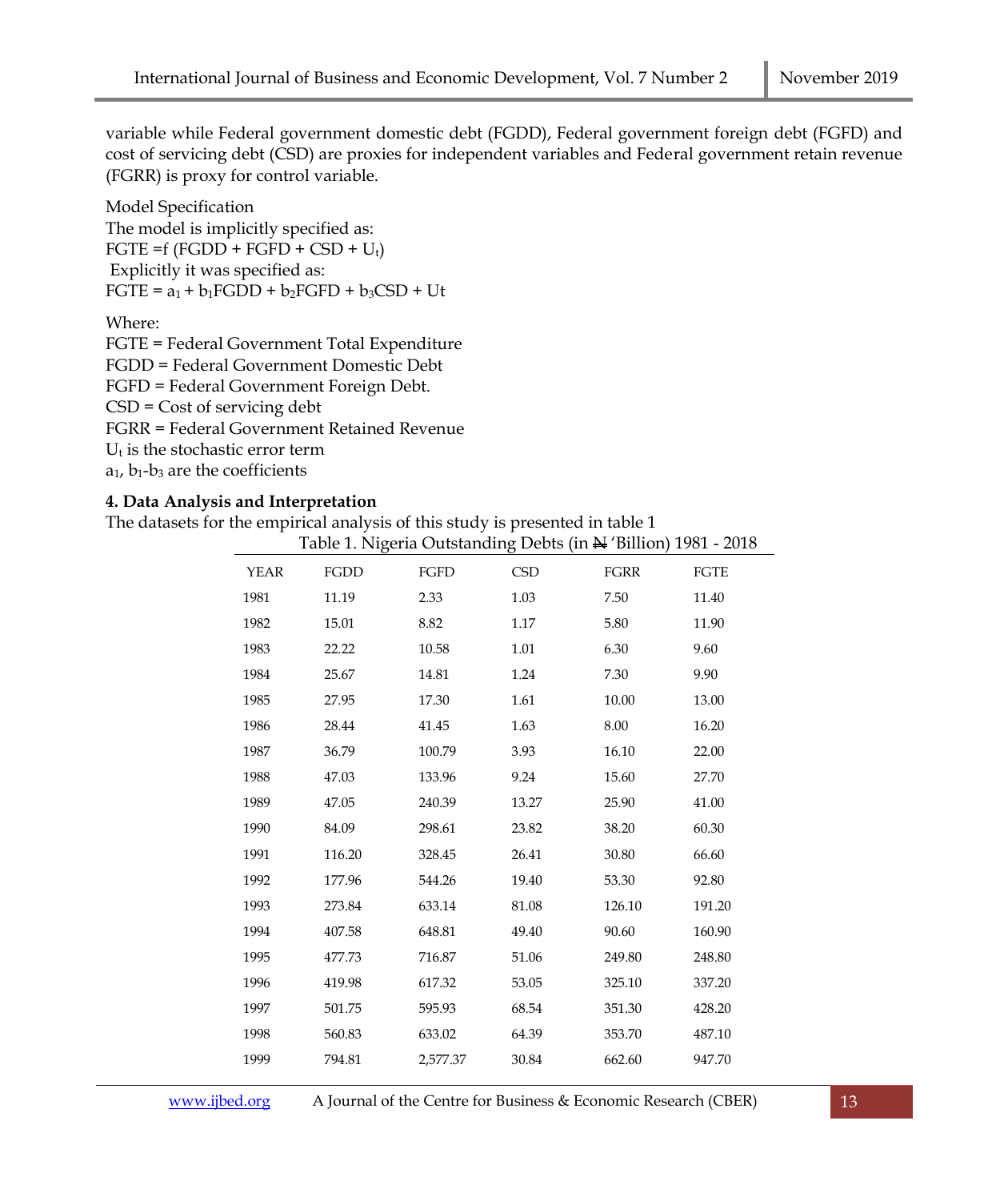variable while Federal government domestic debt (FGDD), Federal government foreign debt (FGFD) and cost of servicing debt (CSD) are proxies for independent variables and Federal government retain revenue (FGRR) is proxy for control variable.

Model Specification

The model is implicitly specified as:

$FGTE = f(FGDD + FGFD + CSD + U_t)$

Explicitly it was specified as:

$FGTE = a_1 + b_1FGDD + b_2FGFD + b_3CSD + Ut$

Where:

FGTE = Federal Government Total Expenditure

FGDD = Federal Government Domestic Debt

FGFD = Federal Government Foreign Debt.

CSD = Cost of servicing debt

FGRR = Federal Government Retained Revenue

$U_t$ is the stochastic error term

$a_1$, $b_1$-$b_3$ are the coefficients

### 4. Data Analysis and Interpretation

The datasets for the empirical analysis of this study is presented in table 1

Table 1. Nigeria Outstanding Debts (in ₦ 'Billion) 1981 - 2018

| YEAR | FGDD | FGFD | CSD | FGRR | FGTE |
|---|---|---|---|---|---|
| 1981 | 11.19 | 2.33 | 1.03 | 7.50 | 11.40 |
| 1982 | 15.01 | 8.82 | 1.17 | 5.80 | 11.90 |
| 1983 | 22.22 | 10.58 | 1.01 | 6.30 | 9.60 |
| 1984 | 25.67 | 14.81 | 1.24 | 7.30 | 9.90 |
| 1985 | 27.95 | 17.30 | 1.61 | 10.00 | 13.00 |
| 1986 | 28.44 | 41.45 | 1.63 | 8.00 | 16.20 |
| 1987 | 36.79 | 100.79 | 3.93 | 16.10 | 22.00 |
| 1988 | 47.03 | 133.96 | 9.24 | 15.60 | 27.70 |
| 1989 | 47.05 | 240.39 | 13.27 | 25.90 | 41.00 |
| 1990 | 84.09 | 298.61 | 23.82 | 38.20 | 60.30 |
| 1991 | 116.20 | 328.45 | 26.41 | 30.80 | 66.60 |
| 1992 | 177.96 | 544.26 | 19.40 | 53.30 | 92.80 |
| 1993 | 273.84 | 633.14 | 81.08 | 126.10 | 191.20 |
| 1994 | 407.58 | 648.81 | 49.40 | 90.60 | 160.90 |
| 1995 | 477.73 | 716.87 | 51.06 | 249.80 | 248.80 |
| 1996 | 419.98 | 617.32 | 53.05 | 325.10 | 337.20 |
| 1997 | 501.75 | 595.93 | 68.54 | 351.30 | 428.20 |
| 1998 | 560.83 | 633.02 | 64.39 | 353.70 | 487.10 |
| 1999 | 794.81 | 2,577.37 | 30.84 | 662.60 | 947.70 |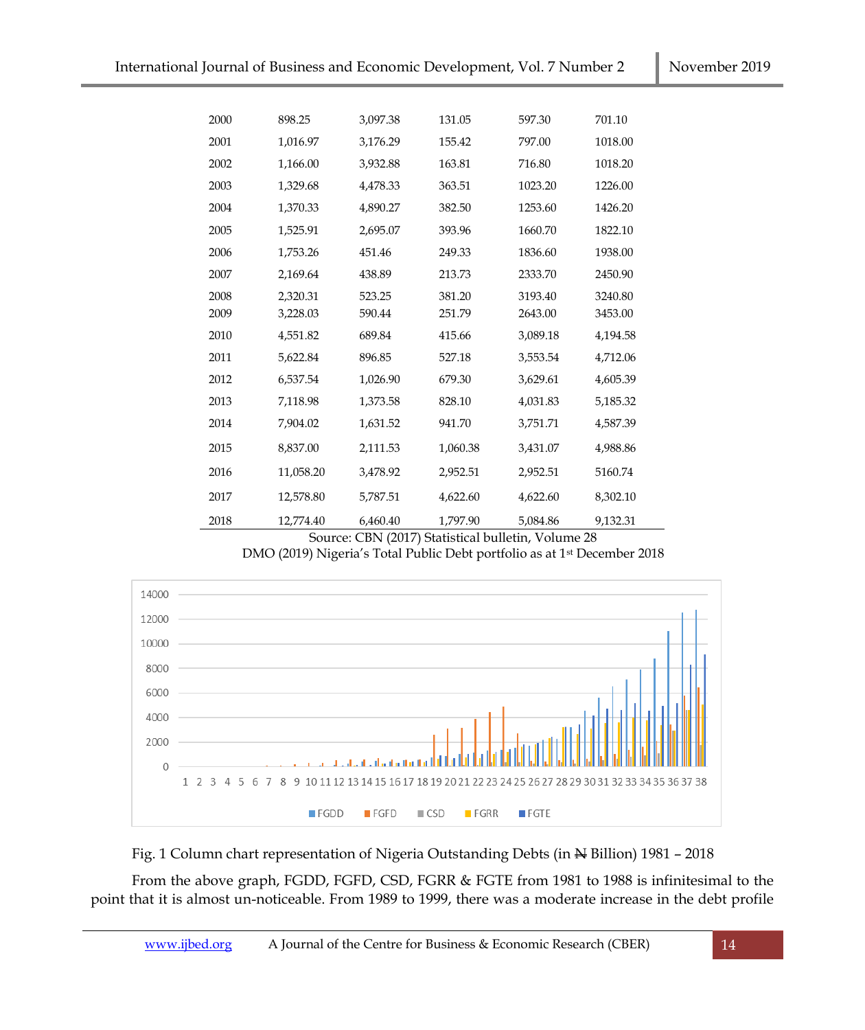| | | | | | |
|---|---|---|---|---|---|
| 2000 | 898.25 | 3,097.38 | 131.05 | 597.30 | 701.10 |
| 2001 | 1,016.97 | 3,176.29 | 155.42 | 797.00 | 1018.00 |
| 2002 | 1,166.00 | 3,932.88 | 163.81 | 716.80 | 1018.20 |
| 2003 | 1,329.68 | 4,478.33 | 363.51 | 1023.20 | 1226.00 |
| 2004 | 1,370.33 | 4,890.27 | 382.50 | 1253.60 | 1426.20 |
| 2005 | 1,525.91 | 2,695.07 | 393.96 | 1660.70 | 1822.10 |
| 2006 | 1,753.26 | 451.46 | 249.33 | 1836.60 | 1938.00 |
| 2007 | 2,169.64 | 438.89 | 213.73 | 2333.70 | 2450.90 |
| 2008 | 2,320.31 | 523.25 | 381.20 | 3193.40 | 3240.80 |
| 2009 | 3,228.03 | 590.44 | 251.79 | 2643.00 | 3453.00 |
| 2010 | 4,551.82 | 689.84 | 415.66 | 3,089.18 | 4,194.58 |
| 2011 | 5,622.84 | 896.85 | 527.18 | 3,553.54 | 4,712.06 |
| 2012 | 6,537.54 | 1,026.90 | 679.30 | 3,629.61 | 4,605.39 |
| 2013 | 7,118.98 | 1,373.58 | 828.10 | 4,031.83 | 5,185.32 |
| 2014 | 7,904.02 | 1,631.52 | 941.70 | 3,751.71 | 4,587.39 |
| 2015 | 8,837.00 | 2,111.53 | 1,060.38 | 3,431.07 | 4,988.86 |
| 2016 | 11,058.20 | 3,478.92 | 2,952.51 | 2,952.51 | 5160.74 |
| 2017 | 12,578.80 | 5,787.51 | 4,622.60 | 4,622.60 | 8,302.10 |
| 2018 | 12,774.40 | 6,460.40 | 1,797.90 | 5,084.86 | 9,132.31 |

Source: CBN (2017) Statistical bulletin, Volume 28
DMO (2019) Nigeria's Total Public Debt portfolio as at 1st December 2018

Fig. 1 Column chart representation of Nigeria Outstanding Debts (in ₦ Billion) 1981 – 2018

From the above graph, FGDD, FGFD, CSD, FGRR & FGTE from 1981 to 1988 is infinitesimal to the point that it is almost un-noticeable. From 1989 to 1999, there was a moderate increase in the debt profile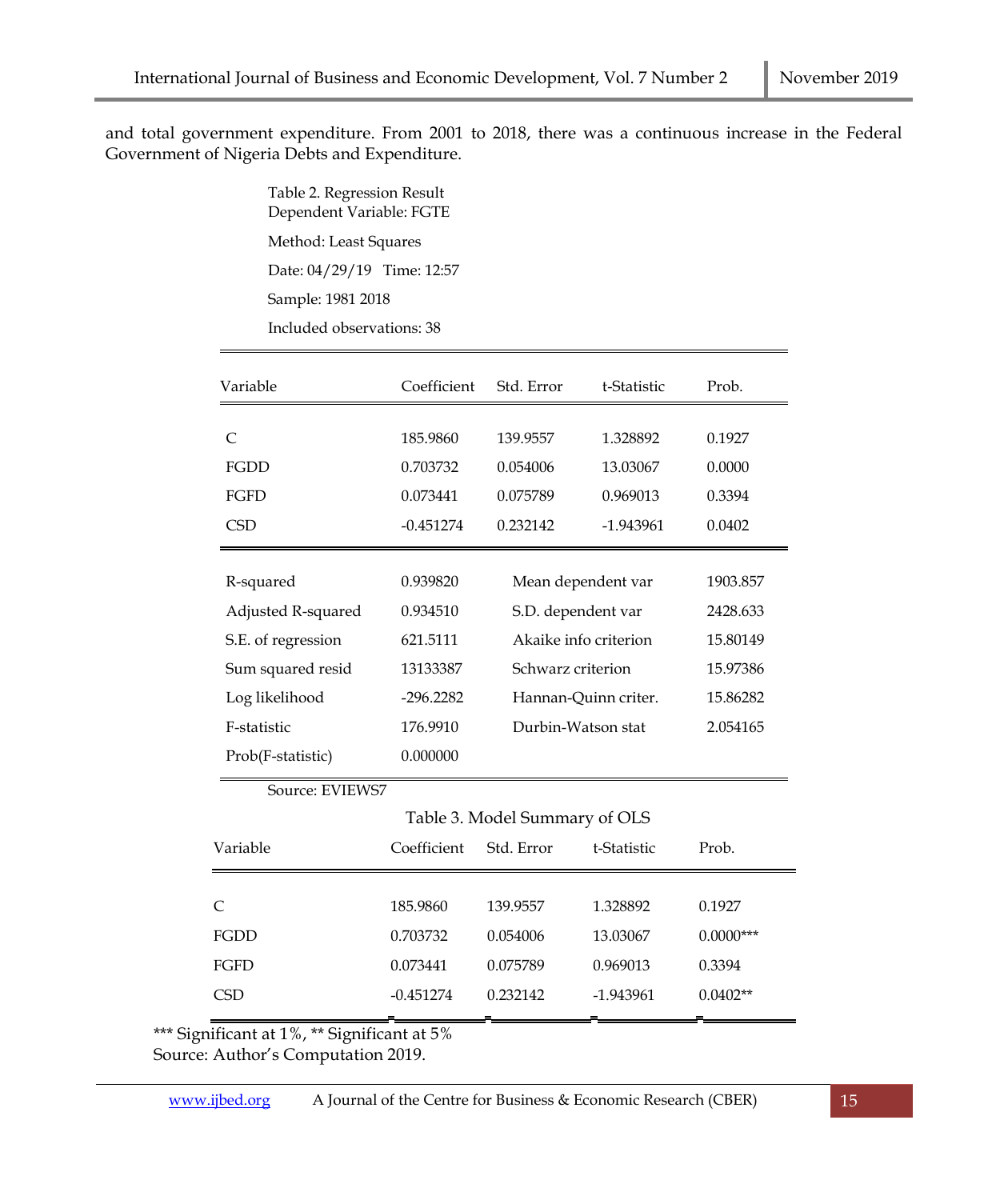and total government expenditure. From 2001 to 2018, there was a continuous increase in the Federal Government of Nigeria Debts and Expenditure.

Table 2. Regression Result
Dependent Variable: FGTE

Method: Least Squares

Date: 04/29/19 Time: 12:57

Sample: 1981 2018

Included observations: 38

| Variable | Coefficient | Std. Error | t-Statistic | Prob. |
|---|---|---|---|---|
| C | 185.9860 | 139.9557 | 1.328892 | 0.1927 |
| FGDD | 0.703732 | 0.054006 | 13.03067 | 0.0000 |
| FGFD | 0.073441 | 0.075789 | 0.969013 | 0.3394 |
| CSD | -0.451274 | 0.232142 | -1.943961 | 0.0402 |

| | | | |
|---|---|---|---|
| R-squared | 0.939820 | Mean dependent var | 1903.857 |
| Adjusted R-squared | 0.934510 | S.D. dependent var | 2428.633 |
| S.E. of regression | 621.5111 | Akaike info criterion | 15.80149 |
| Sum squared resid | 13133387 | Schwarz criterion | 15.97386 |
| Log likelihood | -296.2282 | Hannan-Quinn criter. | 15.86282 |
| F-statistic | 176.9910 | Durbin-Watson stat | 2.054165 |
| Prob(F-statistic) | 0.000000 | | |

Source: EVIEWS7

Table 3. Model Summary of OLS

| Variable | Coefficient | Std. Error | t-Statistic | Prob. |
|---|---|---|---|---|
| C | 185.9860 | 139.9557 | 1.328892 | 0.1927 |
| FGDD | 0.703732 | 0.054006 | 13.03067 | 0.0000*** |
| FGFD | 0.073441 | 0.075789 | 0.969013 | 0.3394 |
| CSD | -0.451274 | 0.232142 | -1.943961 | 0.0402** |

*** Significant at 1%, ** Significant at 5%
Source: Author's Computation 2019.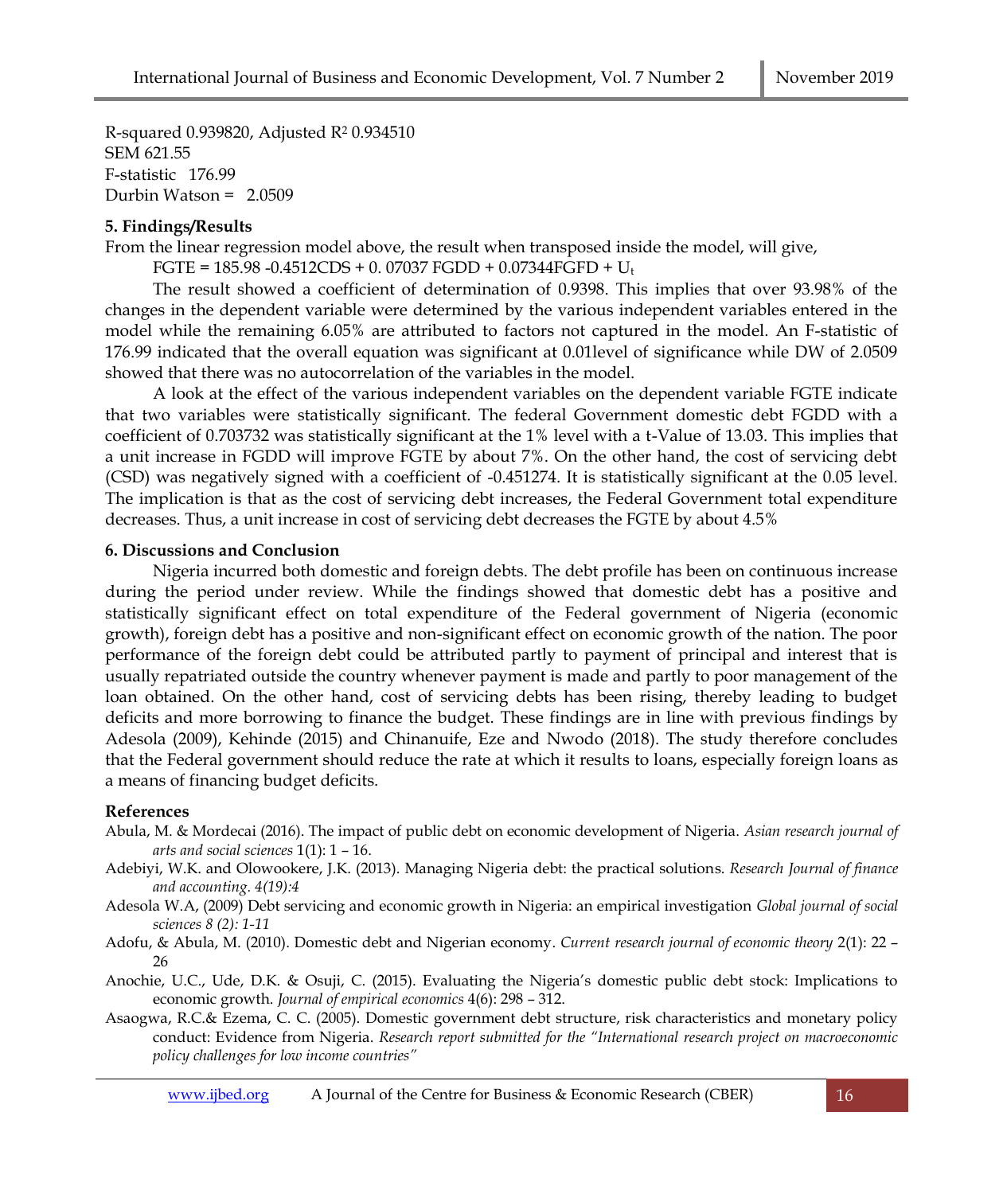R-squared 0.939820, Adjusted $R^2$ 0.934510
SEM 621.55
F-statistic 176.99
Durbin Watson = 2.0509

**5. Findings/Results**

From the linear regression model above, the result when transposed inside the model, will give,

$$FGTE = 185.98 - 0.4512CDS + 0.07037 FGDD + 0.07344FGFD + U_t$$

The result showed a coefficient of determination of 0.9398. This implies that over 93.98% of the changes in the dependent variable were determined by the various independent variables entered in the model while the remaining 6.05% are attributed to factors not captured in the model. An F-statistic of 176.99 indicated that the overall equation was significant at 0.01level of significance while DW of 2.0509 showed that there was no autocorrelation of the variables in the model.

A look at the effect of the various independent variables on the dependent variable FGTE indicate that two variables were statistically significant. The federal Government domestic debt FGDD with a coefficient of 0.703732 was statistically significant at the 1% level with a t-Value of 13.03. This implies that a unit increase in FGDD will improve FGTE by about 7%. On the other hand, the cost of servicing debt (CSD) was negatively signed with a coefficient of -0.451274. It is statistically significant at the 0.05 level. The implication is that as the cost of servicing debt increases, the Federal Government total expenditure decreases. Thus, a unit increase in cost of servicing debt decreases the FGTE by about 4.5%

**6. Discussions and Conclusion**

Nigeria incurred both domestic and foreign debts. The debt profile has been on continuous increase during the period under review. While the findings showed that domestic debt has a positive and statistically significant effect on total expenditure of the Federal government of Nigeria (economic growth), foreign debt has a positive and non-significant effect on economic growth of the nation. The poor performance of the foreign debt could be attributed partly to payment of principal and interest that is usually repatriated outside the country whenever payment is made and partly to poor management of the loan obtained. On the other hand, cost of servicing debts has been rising, thereby leading to budget deficits and more borrowing to finance the budget. These findings are in line with previous findings by Adesola (2009), Kehinde (2015) and Chinanuife, Eze and Nwodo (2018). The study therefore concludes that the Federal government should reduce the rate at which it results to loans, especially foreign loans as a means of financing budget deficits.

**References**

Abula, M. & Mordecai (2016). The impact of public debt on economic development of Nigeria. *Asian research journal of arts and social sciences* 1(1): 1 – 16.

Adebiyi, W.K. and Olowookere, J.K. (2013). Managing Nigeria debt: the practical solutions. *Research Journal of finance and accounting. 4(19):4*

Adesola W.A, (2009) Debt servicing and economic growth in Nigeria: an empirical investigation *Global journal of social sciences 8 (2): 1-11*

Adofu, & Abula, M. (2010). Domestic debt and Nigerian economy. *Current research journal of economic theory* 2(1): 22 – 26

Anochie, U.C., Ude, D.K. & Osuji, C. (2015). Evaluating the Nigeria's domestic public debt stock: Implications to economic growth. *Journal of empirical economics* 4(6): 298 – 312.

Asaogwa, R.C.& Ezema, C. C. (2005). Domestic government debt structure, risk characteristics and monetary policy conduct: Evidence from Nigeria. *Research report submitted for the "International research project on macroeconomic policy challenges for low income countries"*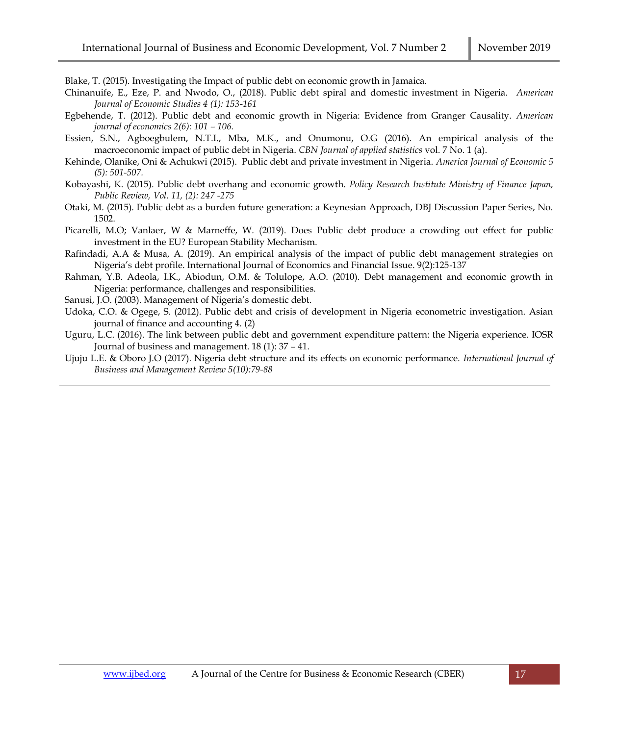Blake, T. (2015). Investigating the Impact of public debt on economic growth in Jamaica.

Chinanuife, E., Eze, P. and Nwodo, O., (2018). Public debt spiral and domestic investment in Nigeria. *American Journal of Economic Studies 4 (1): 153-161*

Egbehende, T. (2012). Public debt and economic growth in Nigeria: Evidence from Granger Causality. *American journal of economics 2(6): 101 – 106.*

Essien, S.N., Agboegbulem, N.T.I., Mba, M.K., and Onumonu, O.G (2016). An empirical analysis of the macroeconomic impact of public debt in Nigeria. *CBN Journal of applied statistics* vol. 7 No. 1 (a).

Kehinde, Olanike, Oni & Achukwi (2015). Public debt and private investment in Nigeria. *America Journal of Economic 5 (5): 501-507.*

Kobayashi, K. (2015). Public debt overhang and economic growth. *Policy Research Institute Ministry of Finance Japan, Public Review, Vol. 11, (2): 247 -275*

Otaki, M. (2015). Public debt as a burden future generation: a Keynesian Approach, DBJ Discussion Paper Series, No. 1502.

Picarelli, M.O; Vanlaer, W & Marneffe, W. (2019). Does Public debt produce a crowding out effect for public investment in the EU? European Stability Mechanism.

Rafindadi, A.A & Musa, A. (2019). An empirical analysis of the impact of public debt management strategies on Nigeria's debt profile. International Journal of Economics and Financial Issue. 9(2):125-137

Rahman, Y.B. Adeola, I.K., Abiodun, O.M. & Tolulope, A.O. (2010). Debt management and economic growth in Nigeria: performance, challenges and responsibilities.

Sanusi, J.O. (2003). Management of Nigeria's domestic debt.

Udoka, C.O. & Ogege, S. (2012). Public debt and crisis of development in Nigeria econometric investigation. Asian journal of finance and accounting 4. (2)

Uguru, L.C. (2016). The link between public debt and government expenditure pattern: the Nigeria experience. IOSR Journal of business and management. 18 (1): 37 – 41.

Ujuju L.E. & Oboro J.O (2017). Nigeria debt structure and its effects on economic performance. *International Journal of Business and Management Review 5(10):79-88*